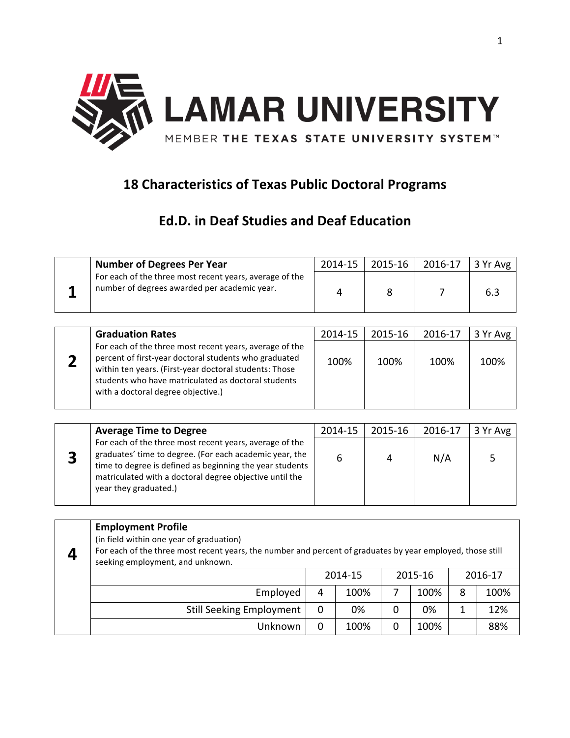# LAMAR UNIVERSITY

MEMBER **THE TEXAS STATE UNIVERSITY SYSTEM**™

## 18 Characteristics of Texas Public Doctoral Programs

## Ed.D. in Deaf Studies and Deaf Education

| | **Number of Degrees Per Year** | 2014-15 | 2015-16 | 2016-17 | 3 Yr Avg |
|---|---|---|---|---|---|
| **1** | For each of the three most recent years, average of the number of degrees awarded per academic year. | 4 | 8 | 7 | 6.3 |

| | **Graduation Rates** | 2014-15 | 2015-16 | 2016-17 | 3 Yr Avg |
|---|---|---|---|---|---|
| **2** | For each of the three most recent years, average of the percent of first-year doctoral students who graduated within ten years. (First-year doctoral students: Those students who have matriculated as doctoral students with a doctoral degree objective.) | 100% | 100% | 100% | 100% |

| | **Average Time to Degree** | 2014-15 | 2015-16 | 2016-17 | 3 Yr Avg |
|---|---|---|---|---|---|
| **3** | For each of the three most recent years, average of the graduates' time to degree. (For each academic year, the time to degree is defined as beginning the year students matriculated with a doctoral degree objective until the year they graduated.) | 6 | 4 | N/A | 5 |

**4** **Employment Profile**

(in field within one year of graduation)

For each of the three most recent years, the number and percent of graduates by year employed, those still seeking employment, and unknown.

| | 2014-15 | | 2015-16 | | 2016-17 | |
|---|---|---|---|---|---|---|
| Employed | 4 | 100% | 7 | 100% | 8 | 100% |
| Still Seeking Employment | 0 | 0% | 0 | 0% | 1 | 12% |
| Unknown | 0 | 100% | 0 | 100% | | 88% |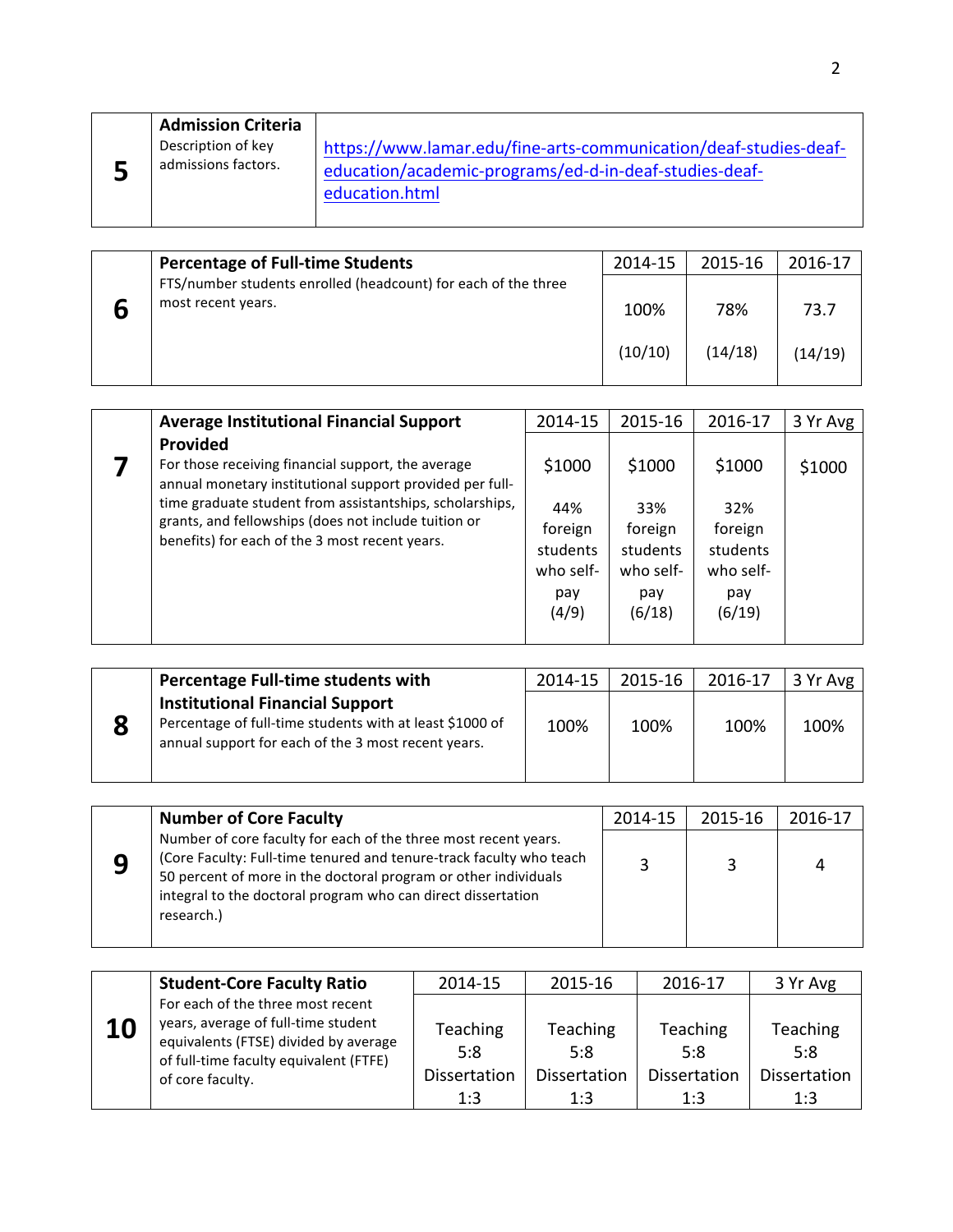| 5 | **Admission Criteria**<br>Description of key admissions factors. | https://www.lamar.edu/fine-arts-communication/deaf-studies-deaf-education/academic-programs/ed-d-in-deaf-studies-deaf-education.html |
|---|---|---|

| 6 | **Percentage of Full-time Students**<br>FTS/number students enrolled (headcount) for each of the three most recent years. | 2014-15 | 2015-16 | 2016-17 |
|---|---|---|---|---|
| | | 100%<br>(10/10) | 78%<br>(14/18) | 73.7<br>(14/19) |

| 7 | **Average Institutional Financial Support Provided**<br>For those receiving financial support, the average annual monetary institutional support provided per full-time graduate student from assistantships, scholarships, grants, and fellowships (does not include tuition or benefits) for each of the 3 most recent years. | 2014-15 | 2015-16 | 2016-17 | 3 Yr Avg |
|---|---|---|---|---|---|
| | | $1000<br>44% foreign students who self-pay (4/9) | $1000<br>33% foreign students who self-pay (6/18) | $1000<br>32% foreign students who self-pay (6/19) | $1000 |

| 8 | **Percentage Full-time students with Institutional Financial Support**<br>Percentage of full-time students with at least $1000 of annual support for each of the 3 most recent years. | 2014-15 | 2015-16 | 2016-17 | 3 Yr Avg |
|---|---|---|---|---|---|
| | | 100% | 100% | 100% | 100% |

| 9 | **Number of Core Faculty**<br>Number of core faculty for each of the three most recent years. (Core Faculty: Full-time tenured and tenure-track faculty who teach 50 percent of more in the doctoral program or other individuals integral to the doctoral program who can direct dissertation research.) | 2014-15 | 2015-16 | 2016-17 |
|---|---|---|---|---|
| | | 3 | 3 | 4 |

| 10 | **Student-Core Faculty Ratio**<br>For each of the three most recent years, average of full-time student equivalents (FTSE) divided by average of full-time faculty equivalent (FTFE) of core faculty. | 2014-15 | 2015-16 | 2016-17 | 3 Yr Avg |
|---|---|---|---|---|---|
| | | Teaching 5:8<br>Dissertation 1:3 | Teaching 5:8<br>Dissertation 1:3 | Teaching 5:8<br>Dissertation 1:3 | Teaching 5:8<br>Dissertation 1:3 |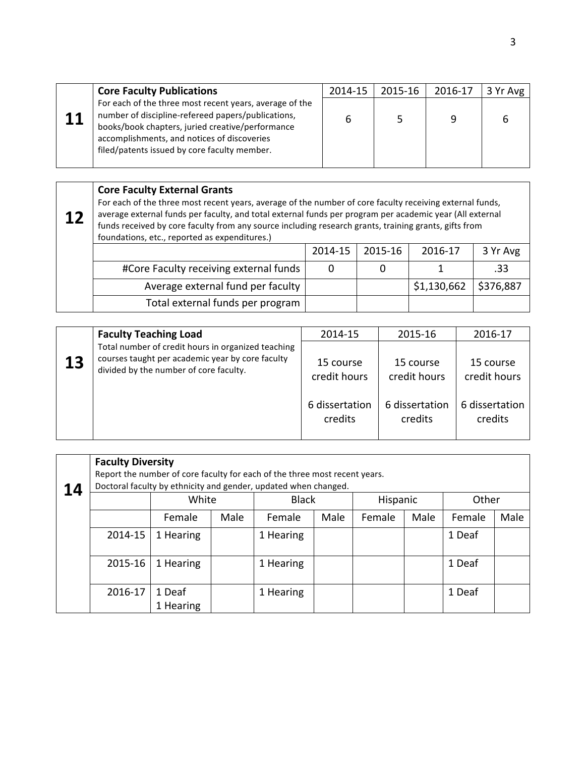| 11 | **Core Faculty Publications** For each of the three most recent years, average of the number of discipline-refereed papers/publications, books/book chapters, juried creative/performance accomplishments, and notices of discoveries filed/patents issued by core faculty member. | 2014-15 | 2015-16 | 2016-17 | 3 Yr Avg |
|---|---|---|---|---|---|
| | | 6 | 5 | 9 | 6 |

**12 Core Faculty External Grants**

For each of the three most recent years, average of the number of core faculty receiving external funds, average external funds per faculty, and total external funds per program per academic year (All external funds received by core faculty from any source including research grants, training grants, gifts from foundations, etc., reported as expenditures.)

| | 2014-15 | 2015-16 | 2016-17 | 3 Yr Avg |
|---|---|---|---|---|
| #Core Faculty receiving external funds | 0 | 0 | 1 | .33 |
| Average external fund per faculty | | | $1,130,662 | $376,887 |
| Total external funds per program | | | | |

| 13 | **Faculty Teaching Load** Total number of credit hours in organized teaching courses taught per academic year by core faculty divided by the number of core faculty. | 2014-15 | 2015-16 | 2016-17 |
|---|---|---|---|---|
| | | 15 course credit hours<br>6 dissertation credits | 15 course credit hours<br>6 dissertation credits | 15 course credit hours<br>6 dissertation credits |

**14 Faculty Diversity**

Report the number of core faculty for each of the three most recent years.
Doctoral faculty by ethnicity and gender, updated when changed.

| | White | | Black | | Hispanic | | Other | |
|---|---|---|---|---|---|---|---|---|
| | Female | Male | Female | Male | Female | Male | Female | Male |
| 2014-15 | 1 Hearing | | 1 Hearing | | | | 1 Deaf | |
| 2015-16 | 1 Hearing | | 1 Hearing | | | | 1 Deaf | |
| 2016-17 | 1 Deaf<br>1 Hearing | | 1 Hearing | | | | 1 Deaf | |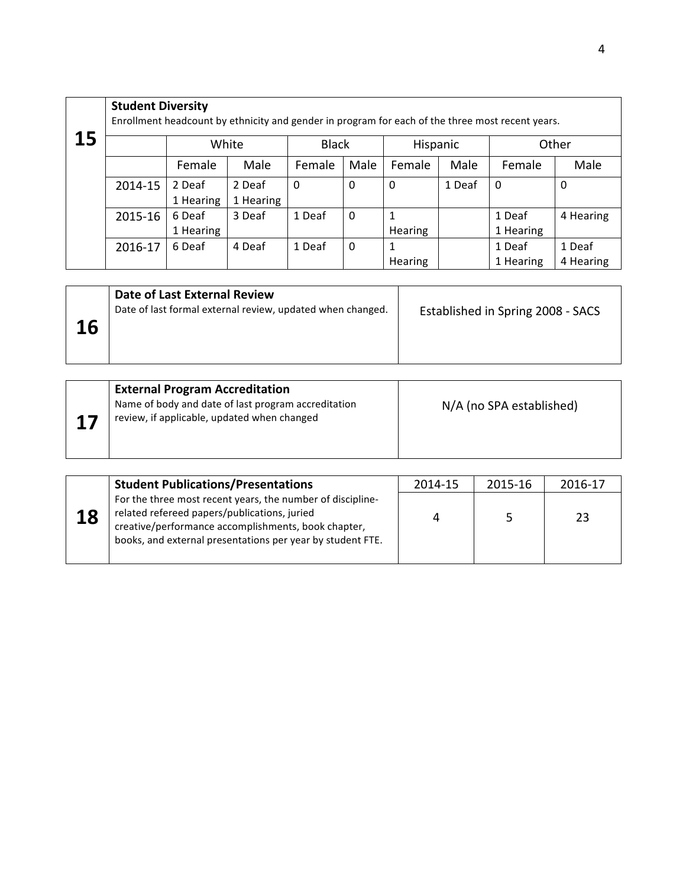## 15 Student Diversity

Enrollment headcount by ethnicity and gender in program for each of the three most recent years.

| | White | | Black | | Hispanic | | Other | |
|---|---|---|---|---|---|---|---|---|
| | Female | Male | Female | Male | Female | Male | Female | Male |
| 2014-15 | 2 Deaf<br>1 Hearing | 2 Deaf<br>1 Hearing | 0 | 0 | 0 | 1 Deaf | 0 | 0 |
| 2015-16 | 6 Deaf<br>1 Hearing | 3 Deaf | 1 Deaf | 0 | 1<br>Hearing | | 1 Deaf<br>1 Hearing | 4 Hearing |
| 2016-17 | 6 Deaf | 4 Deaf | 1 Deaf | 0 | 1<br>Hearing | | 1 Deaf<br>1 Hearing | 1 Deaf<br>4 Hearing |

## 16 Date of Last External Review

| | |
|---|---|
| **Date of Last External Review**<br>Date of last formal external review, updated when changed. | Established in Spring 2008 - SACS |

## 17 External Program Accreditation

| | |
|---|---|
| **External Program Accreditation**<br>Name of body and date of last program accreditation review, if applicable, updated when changed | N/A (no SPA established) |

## 18 Student Publications/Presentations

| **Student Publications/Presentations** | 2014-15 | 2015-16 | 2016-17 |
|---|---|---|---|
| For the three most recent years, the number of discipline-related refereed papers/publications, juried creative/performance accomplishments, book chapter, books, and external presentations per year by student FTE. | 4 | 5 | 23 |